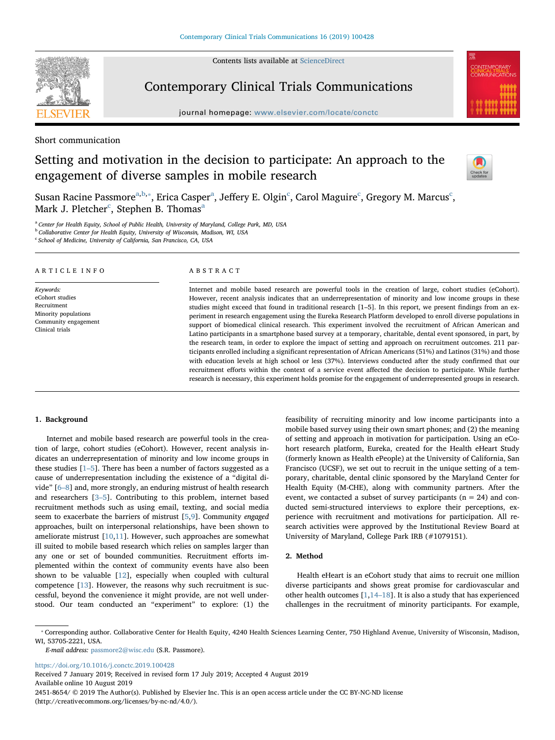Short communication

# Setting and motivation in the decision to participate: An approach to the engagement of diverse samples in mobile research

Susan Racine Passmore[a,b,*], Erica Casper[a], Jeffery E. Olgin[c], Carol Maguire[c], Gregory M. Marcus[c], Mark J. Pletcher[c], Stephen B. Thomas[a]

[a] Center for Health Equity, School of Public Health, University of Maryland, College Park, MD, USA
[b] Collaborative Center for Health Equity, University of Wisconsin, Madison, WI, USA
[c] School of Medicine, University of California, San Francisco, CA, USA

ARTICLE INFO

*Keywords:*
eCohort studies
Recruitment
Minority populations
Community engagement
Clinical trials

ABSTRACT

Internet and mobile based research are powerful tools in the creation of large, cohort studies (eCohort). However, recent analysis indicates that an underrepresentation of minority and low income groups in these studies might exceed that found in traditional research [1–5]. In this report, we present findings from an experiment in research engagement using the Eureka Research Platform developed to enroll diverse populations in support of biomedical clinical research. This experiment involved the recruitment of African American and Latino participants in a smartphone based survey at a temporary, charitable, dental event sponsored, in part, by the research team, in order to explore the impact of setting and approach on recruitment outcomes. 211 participants enrolled including a significant representation of African Americans (51%) and Latinos (31%) and those with education levels at high school or less (37%). Interviews conducted after the study confirmed that our recruitment efforts within the context of a service event affected the decision to participate. While further research is necessary, this experiment holds promise for the engagement of underrepresented groups in research.

## 1. Background

Internet and mobile based research are powerful tools in the creation of large, cohort studies (eCohort). However, recent analysis indicates an underrepresentation of minority and low income groups in these studies [1–5]. There has been a number of factors suggested as a cause of underrepresentation including the existence of a "digital divide" [6–8] and, more strongly, an enduring mistrust of health research and researchers [3–5]. Contributing to this problem, internet based recruitment methods such as using email, texting, and social media seem to exacerbate the barriers of mistrust [5,9]. Community *engaged* approaches, built on interpersonal relationships, have been shown to ameliorate mistrust [10,11]. However, such approaches are somewhat ill suited to mobile based research which relies on samples larger than any one or set of bounded communities. Recruitment efforts implemented within the context of community events have also been shown to be valuable [12], especially when coupled with cultural competence [13]. However, the reasons why such recruitment is successful, beyond the convenience it might provide, are not well understood. Our team conducted an "experiment" to explore: (1) the feasibility of recruiting minority and low income participants into a mobile based survey using their own smart phones; and (2) the meaning of setting and approach in motivation for participation. Using an eCohort research platform, Eureka, created for the Health eHeart Study (formerly known as Health ePeople) at the University of California, San Francisco (UCSF), we set out to recruit in the unique setting of a temporary, charitable, dental clinic sponsored by the Maryland Center for Health Equity (M-CHE), along with community partners. After the event, we contacted a subset of survey participants (n = 24) and conducted semi-structured interviews to explore their perceptions, experience with recruitment and motivations for participation. All research activities were approved by the Institutional Review Board at University of Maryland, College Park IRB (#1079151).

## 2. Method

Health eHeart is an eCohort study that aims to recruit one million diverse participants and shows great promise for cardiovascular and other health outcomes [1,14–18]. It is also a study that has experienced challenges in the recruitment of minority participants. For example,

* Corresponding author. Collaborative Center for Health Equity, 4240 Health Sciences Learning Center, 750 Highland Avenue, University of Wisconsin, Madison, WI, 53705-2221, USA.
*E-mail address:* passmore2@wisc.edu (S.R. Passmore).

https://doi.org/10.1016/j.conctc.2019.100428
Received 7 January 2019; Received in revised form 17 July 2019; Accepted 4 August 2019
Available online 10 August 2019
2451-8654/ © 2019 The Author(s). Published by Elsevier Inc. This is an open access article under the CC BY-NC-ND license (http://creativecommons.org/licenses/by-nc-nd/4.0/).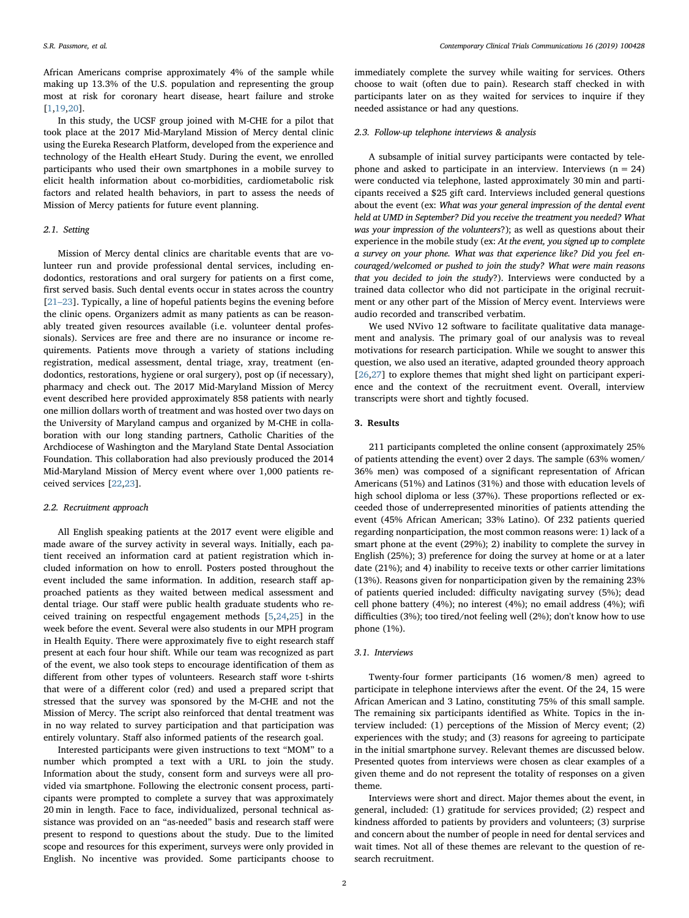African Americans comprise approximately 4% of the sample while making up 13.3% of the U.S. population and representing the group most at risk for coronary heart disease, heart failure and stroke [1,19,20].

In this study, the UCSF group joined with M-CHE for a pilot that took place at the 2017 Mid-Maryland Mission of Mercy dental clinic using the Eureka Research Platform, developed from the experience and technology of the Health eHeart Study. During the event, we enrolled participants who used their own smartphones in a mobile survey to elicit health information about co-morbidities, cardiometabolic risk factors and related health behaviors, in part to assess the needs of Mission of Mercy patients for future event planning.

### 2.1. Setting

Mission of Mercy dental clinics are charitable events that are volunteer run and provide professional dental services, including endodontics, restorations and oral surgery for patients on a first come, first served basis. Such dental events occur in states across the country [21–23]. Typically, a line of hopeful patients begins the evening before the clinic opens. Organizers admit as many patients as can be reasonably treated given resources available (i.e. volunteer dental professionals). Services are free and there are no insurance or income requirements. Patients move through a variety of stations including registration, medical assessment, dental triage, xray, treatment (endodontics, restorations, hygiene or oral surgery), post op (if necessary), pharmacy and check out. The 2017 Mid-Maryland Mission of Mercy event described here provided approximately 858 patients with nearly one million dollars worth of treatment and was hosted over two days on the University of Maryland campus and organized by M-CHE in collaboration with our long standing partners, Catholic Charities of the Archdiocese of Washington and the Maryland State Dental Association Foundation. This collaboration had also previously produced the 2014 Mid-Maryland Mission of Mercy event where over 1,000 patients received services [22,23].

### 2.2. Recruitment approach

All English speaking patients at the 2017 event were eligible and made aware of the survey activity in several ways. Initially, each patient received an information card at patient registration which included information on how to enroll. Posters posted throughout the event included the same information. In addition, research staff approached patients as they waited between medical assessment and dental triage. Our staff were public health graduate students who received training on respectful engagement methods [5,24,25] in the week before the event. Several were also students in our MPH program in Health Equity. There were approximately five to eight research staff present at each four hour shift. While our team was recognized as part of the event, we also took steps to encourage identification of them as different from other types of volunteers. Research staff wore t-shirts that were of a different color (red) and used a prepared script that stressed that the survey was sponsored by the M-CHE and not the Mission of Mercy. The script also reinforced that dental treatment was in no way related to survey participation and that participation was entirely voluntary. Staff also informed patients of the research goal.

Interested participants were given instructions to text "MOM" to a number which prompted a text with a URL to join the study. Information about the study, consent form and surveys were all provided via smartphone. Following the electronic consent process, participants were prompted to complete a survey that was approximately 20 min in length. Face to face, individualized, personal technical assistance was provided on an "as-needed" basis and research staff were present to respond to questions about the study. Due to the limited scope and resources for this experiment, surveys were only provided in English. No incentive was provided. Some participants choose to immediately complete the survey while waiting for services. Others choose to wait (often due to pain). Research staff checked in with participants later on as they waited for services to inquire if they needed assistance or had any questions.

### 2.3. Follow-up telephone interviews & analysis

A subsample of initial survey participants were contacted by telephone and asked to participate in an interview. Interviews (n = 24) were conducted via telephone, lasted approximately 30 min and participants received a $25 gift card. Interviews included general questions about the event (ex: *What was your general impression of the dental event held at UMD in September? Did you receive the treatment you needed? What was your impression of the volunteers*?); as well as questions about their experience in the mobile study (ex: *At the event, you signed up to complete a survey on your phone. What was that experience like? Did you feel encouraged/welcomed or pushed to join the study? What were main reasons that you decided to join the study*?). Interviews were conducted by a trained data collector who did not participate in the original recruitment or any other part of the Mission of Mercy event. Interviews were audio recorded and transcribed verbatim.

We used NVivo 12 software to facilitate qualitative data management and analysis. The primary goal of our analysis was to reveal motivations for research participation. While we sought to answer this question, we also used an iterative, adapted grounded theory approach [26,27] to explore themes that might shed light on participant experience and the context of the recruitment event. Overall, interview transcripts were short and tightly focused.

## 3. Results

211 participants completed the online consent (approximately 25% of patients attending the event) over 2 days. The sample (63% women/36% men) was composed of a significant representation of African Americans (51%) and Latinos (31%) and those with education levels of high school diploma or less (37%). These proportions reflected or exceeded those of underrepresented minorities of patients attending the event (45% African American; 33% Latino). Of 232 patients queried regarding nonparticipation, the most common reasons were: 1) lack of a smart phone at the event (29%); 2) inability to complete the survey in English (25%); 3) preference for doing the survey at home or at a later date (21%); and 4) inability to receive texts or other carrier limitations (13%). Reasons given for nonparticipation given by the remaining 23% of patients queried included: difficulty navigating survey (5%); dead cell phone battery (4%); no interest (4%); no email address (4%); wifi difficulties (3%); too tired/not feeling well (2%); don't know how to use phone (1%).

### 3.1. Interviews

Twenty-four former participants (16 women/8 men) agreed to participate in telephone interviews after the event. Of the 24, 15 were African American and 3 Latino, constituting 75% of this small sample. The remaining six participants identified as White. Topics in the interview included: (1) perceptions of the Mission of Mercy event; (2) experiences with the study; and (3) reasons for agreeing to participate in the initial smartphone survey. Relevant themes are discussed below. Presented quotes from interviews were chosen as clear examples of a given theme and do not represent the totality of responses on a given theme.

Interviews were short and direct. Major themes about the event, in general, included: (1) gratitude for services provided; (2) respect and kindness afforded to patients by providers and volunteers; (3) surprise and concern about the number of people in need for dental services and wait times. Not all of these themes are relevant to the question of research recruitment.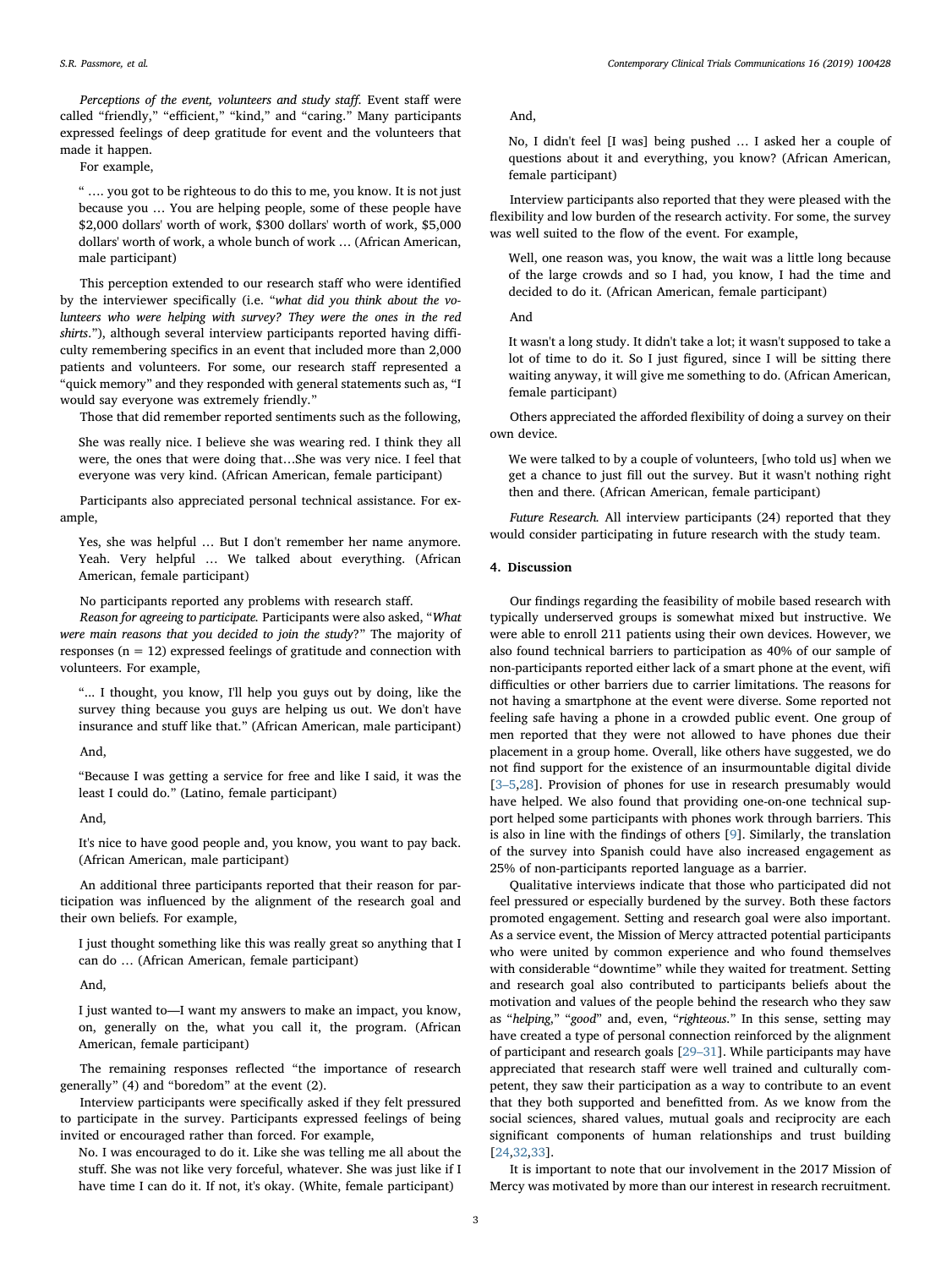*Perceptions of the event, volunteers and study staff.* Event staff were called "friendly," "efficient," "kind," and "caring." Many participants expressed feelings of deep gratitude for event and the volunteers that made it happen.

For example,

> " …. you got to be righteous to do this to me, you know. It is not just because you … You are helping people, some of these people have $2,000 dollars' worth of work, $300 dollars' worth of work, $5,000 dollars' worth of work, a whole bunch of work … (African American, male participant)

This perception extended to our research staff who were identified by the interviewer specifically (i.e. "*what did you think about the volunteers who were helping with survey? They were the ones in the red shirts*."), although several interview participants reported having difficulty remembering specifics in an event that included more than 2,000 patients and volunteers. For some, our research staff represented a "quick memory" and they responded with general statements such as, "I would say everyone was extremely friendly."

Those that did remember reported sentiments such as the following,

> She was really nice. I believe she was wearing red. I think they all were, the ones that were doing that…She was very nice. I feel that everyone was very kind. (African American, female participant)

Participants also appreciated personal technical assistance. For example,

> Yes, she was helpful … But I don't remember her name anymore. Yeah. Very helpful … We talked about everything. (African American, female participant)

No participants reported any problems with research staff.

*Reason for agreeing to participate.* Participants were also asked, "*What were main reasons that you decided to join the study*?" The majority of responses (n = 12) expressed feelings of gratitude and connection with volunteers. For example,

> "... I thought, you know, I'll help you guys out by doing, like the survey thing because you guys are helping us out. We don't have insurance and stuff like that." (African American, male participant)

And,

> "Because I was getting a service for free and like I said, it was the least I could do." (Latino, female participant)

And,

> It's nice to have good people and, you know, you want to pay back. (African American, male participant)

An additional three participants reported that their reason for participation was influenced by the alignment of the research goal and their own beliefs. For example,

> I just thought something like this was really great so anything that I can do … (African American, female participant)

And,

> I just wanted to—I want my answers to make an impact, you know, on, generally on the, what you call it, the program. (African American, female participant)

The remaining responses reflected "the importance of research generally" (4) and "boredom" at the event (2).

Interview participants were specifically asked if they felt pressured to participate in the survey. Participants expressed feelings of being invited or encouraged rather than forced. For example,

> No. I was encouraged to do it. Like she was telling me all about the stuff. She was not like very forceful, whatever. She was just like if I have time I can do it. If not, it's okay. (White, female participant)

And,

> No, I didn't feel [I was] being pushed … I asked her a couple of questions about it and everything, you know? (African American, female participant)

Interview participants also reported that they were pleased with the flexibility and low burden of the research activity. For some, the survey was well suited to the flow of the event. For example,

> Well, one reason was, you know, the wait was a little long because of the large crowds and so I had, you know, I had the time and decided to do it. (African American, female participant)

And

> It wasn't a long study. It didn't take a lot; it wasn't supposed to take a lot of time to do it. So I just figured, since I will be sitting there waiting anyway, it will give me something to do. (African American, female participant)

Others appreciated the afforded flexibility of doing a survey on their own device.

> We were talked to by a couple of volunteers, [who told us] when we get a chance to just fill out the survey. But it wasn't nothing right then and there. (African American, female participant)

*Future Research.* All interview participants (24) reported that they would consider participating in future research with the study team.

## 4. Discussion

Our findings regarding the feasibility of mobile based research with typically underserved groups is somewhat mixed but instructive. We were able to enroll 211 patients using their own devices. However, we also found technical barriers to participation as 40% of our sample of non-participants reported either lack of a smart phone at the event, wifi difficulties or other barriers due to carrier limitations. The reasons for not having a smartphone at the event were diverse. Some reported not feeling safe having a phone in a crowded public event. One group of men reported that they were not allowed to have phones due their placement in a group home. Overall, like others have suggested, we do not find support for the existence of an insurmountable digital divide [3–5,28]. Provision of phones for use in research presumably would have helped. We also found that providing one-on-one technical support helped some participants with phones work through barriers. This is also in line with the findings of others [9]. Similarly, the translation of the survey into Spanish could have also increased engagement as 25% of non-participants reported language as a barrier.

Qualitative interviews indicate that those who participated did not feel pressured or especially burdened by the survey. Both these factors promoted engagement. Setting and research goal were also important. As a service event, the Mission of Mercy attracted potential participants who were united by common experience and who found themselves with considerable "downtime" while they waited for treatment. Setting and research goal also contributed to participants beliefs about the motivation and values of the people behind the research who they saw as "*helping*," "*good*" and, even, "*righteous*." In this sense, setting may have created a type of personal connection reinforced by the alignment of participant and research goals [29–31]. While participants may have appreciated that research staff were well trained and culturally competent, they saw their participation as a way to contribute to an event that they both supported and benefitted from. As we know from the social sciences, shared values, mutual goals and reciprocity are each significant components of human relationships and trust building [24,32,33].

It is important to note that our involvement in the 2017 Mission of Mercy was motivated by more than our interest in research recruitment.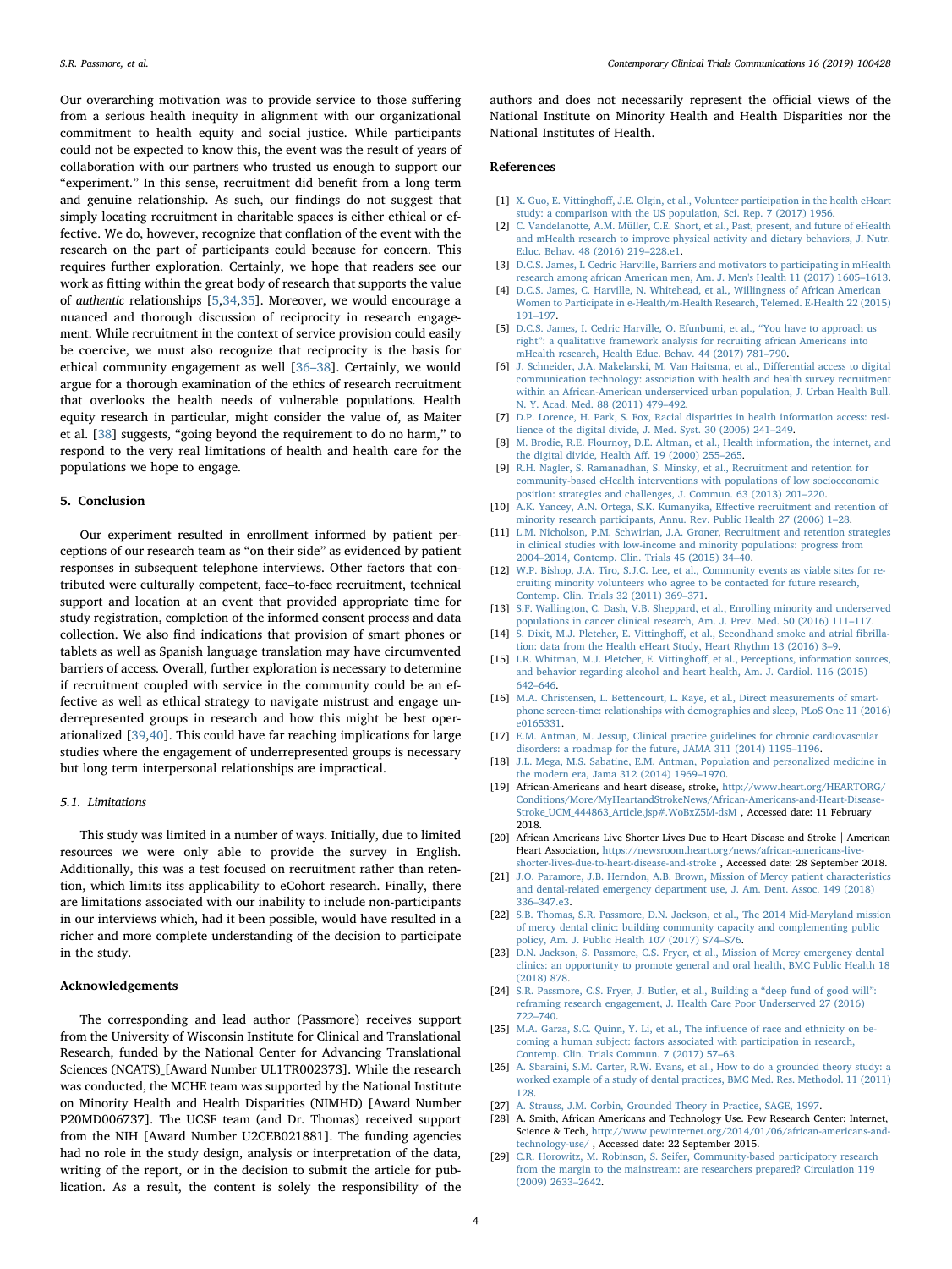Our overarching motivation was to provide service to those suffering from a serious health inequity in alignment with our organizational commitment to health equity and social justice. While participants could not be expected to know this, the event was the result of years of collaboration with our partners who trusted us enough to support our "experiment." In this sense, recruitment did benefit from a long term and genuine relationship. As such, our findings do not suggest that simply locating recruitment in charitable spaces is either ethical or effective. We do, however, recognize that conflation of the event with the research on the part of participants could because for concern. This requires further exploration. Certainly, we hope that readers see our work as fitting within the great body of research that supports the value of *authentic* relationships [5,34,35]. Moreover, we would encourage a nuanced and thorough discussion of reciprocity in research engagement. While recruitment in the context of service provision could easily be coercive, we must also recognize that reciprocity is the basis for ethical community engagement as well [36–38]. Certainly, we would argue for a thorough examination of the ethics of research recruitment that overlooks the health needs of vulnerable populations. Health equity research in particular, might consider the value of, as Maiter et al. [38] suggests, "going beyond the requirement to do no harm," to respond to the very real limitations of health and health care for the populations we hope to engage.

## 5. Conclusion

Our experiment resulted in enrollment informed by patient perceptions of our research team as "on their side" as evidenced by patient responses in subsequent telephone interviews. Other factors that contributed were culturally competent, face–to-face recruitment, technical support and location at an event that provided appropriate time for study registration, completion of the informed consent process and data collection. We also find indications that provision of smart phones or tablets as well as Spanish language translation may have circumvented barriers of access. Overall, further exploration is necessary to determine if recruitment coupled with service in the community could be an effective as well as ethical strategy to navigate mistrust and engage underrepresented groups in research and how this might be best operationalized [39,40]. This could have far reaching implications for large studies where the engagement of underrepresented groups is necessary but long term interpersonal relationships are impractical.

### 5.1. Limitations

This study was limited in a number of ways. Initially, due to limited resources we were only able to provide the survey in English. Additionally, this was a test focused on recruitment rather than retention, which limits itss applicability to eCohort research. Finally, there are limitations associated with our inability to include non-participants in our interviews which, had it been possible, would have resulted in a richer and more complete understanding of the decision to participate in the study.

## Acknowledgements

The corresponding and lead author (Passmore) receives support from the University of Wisconsin Institute for Clinical and Translational Research, funded by the National Center for Advancing Translational Sciences (NCATS)_[Award Number UL1TR002373]. While the research was conducted, the MCHE team was supported by the National Institute on Minority Health and Health Disparities (NIMHD) [Award Number P20MD006737]. The UCSF team (and Dr. Thomas) received support from the NIH [Award Number U2CEB021881]. The funding agencies had no role in the study design, analysis or interpretation of the data, writing of the report, or in the decision to submit the article for publication. As a result, the content is solely the responsibility of the authors and does not necessarily represent the official views of the National Institute on Minority Health and Health Disparities nor the National Institutes of Health.

## References

[1] X. Guo, E. Vittinghoff, J.E. Olgin, et al., Volunteer participation in the health eHeart study: a comparison with the US population, Sci. Rep. 7 (2017) 1956.

[2] C. Vandelanotte, A.M. Müller, C.E. Short, et al., Past, present, and future of eHealth and mHealth research to improve physical activity and dietary behaviors, J. Nutr. Educ. Behav. 48 (2016) 219–228.e1.

[3] D.C.S. James, I. Cedric Harville, Barriers and motivators to participating in mHealth research among african American men, Am. J. Men's Health 11 (2017) 1605–1613.

[4] D.C.S. James, C. Harville, N. Whitehead, et al., Willingness of African American Women to Participate in e-Health/m-Health Research, Telemed. E-Health 22 (2015) 191–197.

[5] D.C.S. James, I. Cedric Harville, O. Efunbumi, et al., "You have to approach us right": a qualitative framework analysis for recruiting african Americans into mHealth research, Health Educ. Behav. 44 (2017) 781–790.

[6] J. Schneider, J.A. Makelarski, M. Van Haitsma, et al., Differential access to digital communication technology: association with health and health survey recruitment within an African-American underserviced urban population, J. Urban Health Bull. N. Y. Acad. Med. 88 (2011) 479–492.

[7] D.P. Lorence, H. Park, S. Fox, Racial disparities in health information access: resilience of the digital divide, J. Med. Syst. 30 (2006) 241–249.

[8] M. Brodie, R.E. Flournoy, D.E. Altman, et al., Health information, the internet, and the digital divide, Health Aff. 19 (2000) 255–265.

[9] R.H. Nagler, S. Ramanadhan, S. Minsky, et al., Recruitment and retention for community-based eHealth interventions with populations of low socioeconomic position: strategies and challenges, J. Commun. 63 (2013) 201–220.

[10] A.K. Yancey, A.N. Ortega, S.K. Kumanyika, Effective recruitment and retention of minority research participants, Annu. Rev. Public Health 27 (2006) 1–28.

[11] L.M. Nicholson, P.M. Schwirian, J.A. Groner, Recruitment and retention strategies in clinical studies with low-income and minority populations: progress from 2004–2014, Contemp. Clin. Trials 45 (2015) 34–40.

[12] W.P. Bishop, J.A. Tiro, S.J.C. Lee, et al., Community events as viable sites for recruiting minority volunteers who agree to be contacted for future research, Contemp. Clin. Trials 32 (2011) 369–371.

[13] S.F. Wallington, C. Dash, V.B. Sheppard, et al., Enrolling minority and underserved populations in cancer clinical research, Am. J. Prev. Med. 50 (2016) 111–117.

[14] S. Dixit, M.J. Pletcher, E. Vittinghoff, et al., Secondhand smoke and atrial fibrillation: data from the Health eHeart Study, Heart Rhythm 13 (2016) 3–9.

[15] I.R. Whitman, M.J. Pletcher, E. Vittinghoff, et al., Perceptions, information sources, and behavior regarding alcohol and heart health, Am. J. Cardiol. 116 (2015) 642–646.

[16] M.A. Christensen, L. Bettencourt, L. Kaye, et al., Direct measurements of smartphone screen-time: relationships with demographics and sleep, PLoS One 11 (2016) e0165331.

[17] E.M. Antman, M. Jessup, Clinical practice guidelines for chronic cardiovascular disorders: a roadmap for the future, JAMA 311 (2014) 1195–1196.

[18] J.L. Mega, M.S. Sabatine, E.M. Antman, Population and personalized medicine in the modern era, Jama 312 (2014) 1969–1970.

[19] African-Americans and heart disease, stroke, http://www.heart.org/HEARTORG/Conditions/More/MyHeartandStrokeNews/African-Americans-and-Heart-Disease-Stroke_UCM_444863_Article.jsp#.WoBxZ5M-dsM , Accessed date: 11 February 2018.

[20] African Americans Live Shorter Lives Due to Heart Disease and Stroke | American Heart Association, https://newsroom.heart.org/news/african-americans-live-shorter-lives-due-to-heart-disease-and-stroke , Accessed date: 28 September 2018.

[21] J.O. Paramore, J.B. Herndon, A.B. Brown, Mission of Mercy patient characteristics and dental-related emergency department use, J. Am. Dent. Assoc. 149 (2018) 336–347.e3.

[22] S.B. Thomas, S.R. Passmore, D.N. Jackson, et al., The 2014 Mid-Maryland mission of mercy dental clinic: building community capacity and complementing public policy, Am. J. Public Health 107 (2017) S74–S76.

[23] D.N. Jackson, S. Passmore, C.S. Fryer, et al., Mission of Mercy emergency dental clinics: an opportunity to promote general and oral health, BMC Public Health 18 (2018) 878.

[24] S.R. Passmore, C.S. Fryer, J. Butler, et al., Building a "deep fund of good will": reframing research engagement, J. Health Care Poor Underserved 27 (2016) 722–740.

[25] M.A. Garza, S.C. Quinn, Y. Li, et al., The influence of race and ethnicity on becoming a human subject: factors associated with participation in research, Contemp. Clin. Trials Commun. 7 (2017) 57–63.

[26] A. Sbaraini, S.M. Carter, R.W. Evans, et al., How to do a grounded theory study: a worked example of a study of dental practices, BMC Med. Res. Methodol. 11 (2011) 128.

[27] A. Strauss, J.M. Corbin, Grounded Theory in Practice, SAGE, 1997.

[28] A. Smith, African Americans and Technology Use. Pew Research Center: Internet, Science & Tech, http://www.pewinternet.org/2014/01/06/african-americans-and-technology-use/ , Accessed date: 22 September 2015.

[29] C.R. Horowitz, M. Robinson, S. Seifer, Community-based participatory research from the margin to the mainstream: are researchers prepared? Circulation 119 (2009) 2633–2642.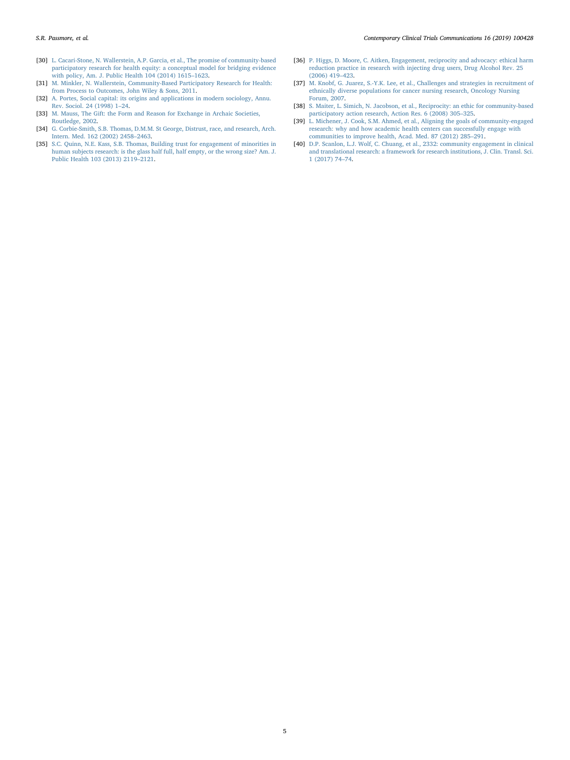[30] L. Cacari-Stone, N. Wallerstein, A.P. Garcia, et al., The promise of community-based participatory research for health equity: a conceptual model for bridging evidence with policy, Am. J. Public Health 104 (2014) 1615–1623.

[31] M. Minkler, N. Wallerstein, Community-Based Participatory Research for Health: from Process to Outcomes, John Wiley & Sons, 2011.

[32] A. Portes, Social capital: its origins and applications in modern sociology, Annu. Rev. Sociol. 24 (1998) 1–24.

[33] M. Mauss, The Gift: the Form and Reason for Exchange in Archaic Societies, Routledge, 2002.

[34] G. Corbie-Smith, S.B. Thomas, D.M.M. St George, Distrust, race, and research, Arch. Intern. Med. 162 (2002) 2458–2463.

[35] S.C. Quinn, N.E. Kass, S.B. Thomas, Building trust for engagement of minorities in human subjects research: is the glass half full, half empty, or the wrong size? Am. J. Public Health 103 (2013) 2119–2121.

[36] P. Higgs, D. Moore, C. Aitken, Engagement, reciprocity and advocacy: ethical harm reduction practice in research with injecting drug users, Drug Alcohol Rev. 25 (2006) 419–423.

[37] M. Knobf, G. Juarez, S.-Y.K. Lee, et al., Challenges and strategies in recruitment of ethnically diverse populations for cancer nursing research, Oncology Nursing Forum, 2007.

[38] S. Maiter, L. Simich, N. Jacobson, et al., Reciprocity: an ethic for community-based participatory action research, Action Res. 6 (2008) 305–325.

[39] L. Michener, J. Cook, S.M. Ahmed, et al., Aligning the goals of community-engaged research: why and how academic health centers can successfully engage with communities to improve health, Acad. Med. 87 (2012) 285–291.

[40] D.P. Scanlon, L.J. Wolf, C. Chuang, et al., 2332: community engagement in clinical and translational research: a framework for research institutions, J. Clin. Transl. Sci. 1 (2017) 74–74.